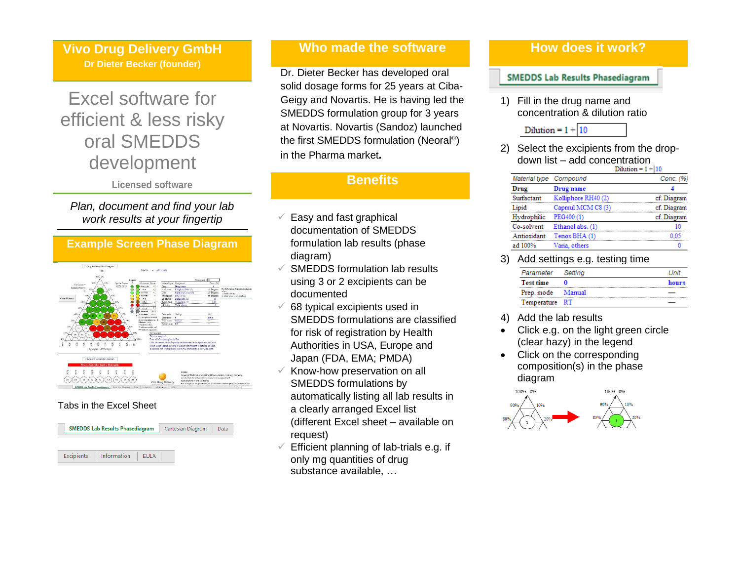# Vivo Drug Delivery GmbH

**Dr Dieter Becker (founder)**

## Excel software for efficient & less risky oral SMEDDS development

**Licensed software**

*Plan, document and find your lab work results at your fingertip*

## Example Screen Phase Diagram

Tabs in the Excel Sheet

SMEDDS Lab Results Phasediagram | Cartesian Diagram | Data

Excipients | Information | EULA

## Who made the software

Dr. Dieter Becker has developed oral solid dosage forms for 25 years at Ciba-Geigy and Novartis. He is having led the SMEDDS formulation group for 3 years at Novartis. Novartis (Sandoz) launched the first SMEDDS formulation (Neoral©) in the Pharma market**.**

## Benefits

- ✓ Easy and fast graphical documentation of SMEDDS formulation lab results (phase diagram)
- ✓ SMEDDS formulation lab results using 3 or 2 excipients can be documented
- ✓ 68 typical excipients used in SMEDDS formulations are classified for risk of registration by Health Authorities in USA, Europe and Japan (FDA, EMA; PMDA)
- ✓ Know-how preservation on all SMEDDS formulations by automatically listing all lab results in a clearly arranged Excel list (different Excel sheet – available on request)
- ✓ Efficient planning of lab-trials e.g. if only mg quantities of drug substance available, …

## How does it work?

**SMEDDS Lab Results Phasediagram**

1) Fill in the drug name and concentration & dilution ratio

Dilution = 1 + 10

2) Select the excipients from the drop-down list – add concentration

Dilution = 1 + 10

| Material type | Compound | Conc. (%) |
|---|---|---|
| Drug | Drug name | 4 |
| Surfactant | Kolliphore RH40 (2) | cf. Diagram |
| Lipid | Capmul MCM C8 (3) | cf. Diagram |
| Hydrophilic | PEG400 (1) | cf. Diagram |
| Co-solvent | Ethanol abs. (1) | 10 |
| Antioxidant | Tenox BHA (1) | 0,05 |
| ad 100% | Varia, others | 0 |

3) Add settings e.g. testing time

| Parameter | Setting | Unit |
|---|---|---|
| Test time | 0 | hours |
| Prep. mode | Manual | — |
| Temperature | RT | — |

4) Add the lab results

- Click e.g. on the light green circle (clear hazy) in the legend
- Click on the corresponding composition(s) in the phase diagram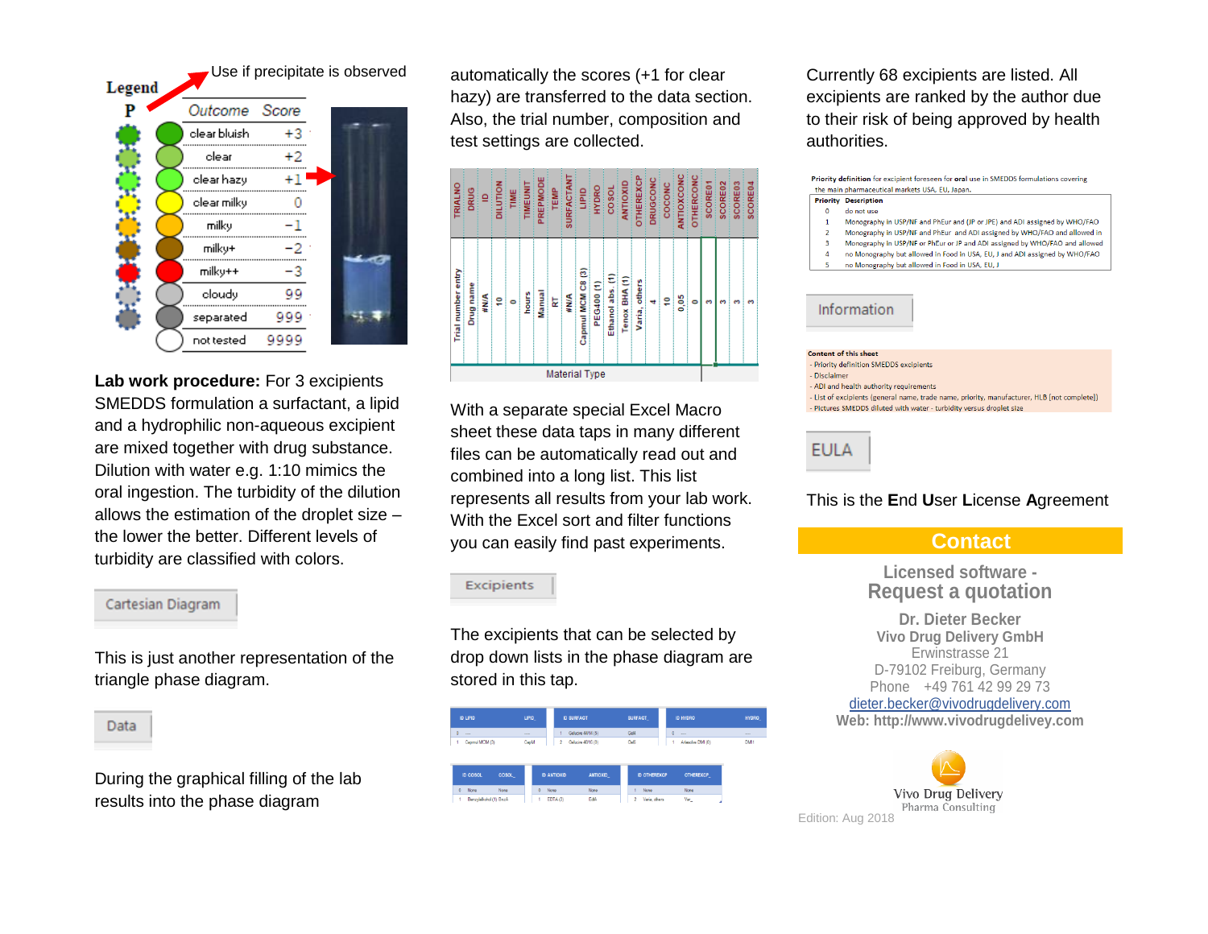Use if precipitate is observed

**Legend**

| P | Outcome | Score |
|---|---|---|
| | clear bluish | +3 |
| | clear | +2 |
| | clear hazy | +1 |
| | clear milky | 0 |
| | milky | -1 |
| | milky+ | -2 |
| | milky++ | -3 |
| | cloudy | 99 |
| | separated | 999 |
| | not tested | 9999 |

**Lab work procedure:** For 3 excipients SMEDDS formulation a surfactant, a lipid and a hydrophilic non-aqueous excipient are mixed together with drug substance. Dilution with water e.g. 1:10 mimics the oral ingestion. The turbidity of the dilution allows the estimation of the droplet size – the lower the better. Different levels of turbidity are classified with colors.

Cartesian Diagram

This is just another representation of the triangle phase diagram.

Data

During the graphical filling of the lab results into the phase diagram automatically the scores (+1 for clear hazy) are transferred to the data section. Also, the trial number, composition and test settings are collected.

| TRIALNO | DRUG | ID | DILUTION | TIME | TIMEUNIT | PREPMODE | TEMP | SURFACTANT | LIPID | HYDRO | COSOL | ANTIOXID | OTHEREXCP | DRUGCONC | COCONC | ANTIOXCONC | OTHERCONC | SCORE01 | SCORE02 | SCORE03 | SCORE04 |
|---|---|---|---|---|---|---|---|---|---|---|---|---|---|---|---|---|---|---|---|---|---|
| Trial number entry | Drug name | #N/A | 10 | 0 | hours | Manual | RT | #N/A | Capmul MCM C8 (3) | PEG400 (1) | Ethanol abs. (1) | Tenox BHA (1) | Varia, others | 4 | 10 | 0,05 | 0 | 3 | 3 | 3 | 3 |

Material Type

With a separate special Excel Macro sheet these data taps in many different files can be automatically read out and combined into a long list. This list represents all results from your lab work. With the Excel sort and filter functions you can easily find past experiments.

Excipients

The excipients that can be selected by drop down lists in the phase diagram are stored in this tap.

Currently 68 excipients are listed. All excipients are ranked by the author due to their risk of being approved by health authorities.

Priority definition for excipient foreseen for **oral** use in SMEDDS formulations covering the main pharmaceutical markets USA, EU, Japan.

| Priority | Description |
|---|---|
| 0 | do not use |
| 1 | Monography in USP/NF and PhEur and (JP or JPE) and ADI assigned by WHO/FAO |
| 2 | Monography in USP/NF and PhEur and ADI assigned by WHO/FAO and allowed in |
| 3 | Monography in USP/NF or PhEur or JP and ADI assigned by WHO/FAO and allowed |
| 4 | no Monography but allowed in Food in USA, EU, J and ADI assigned by WHO/FAO |
| 5 | no Monography but allowed in Food in USA, EU, J |

Information

**Content of this sheet**
- Priority definition SMEDDS excipients
- Disclaimer
- ADI and health authority requirements
- List of excipients (general name, trade name, priority, manufacturer, HLB [not complete])
- Pictures SMEDDS diluted with water - turbidity versus droplet size

EULA

This is the **E**nd **U**ser **L**icense **A**greement

## Contact

**Licensed software -**
**Request a quotation**

**Dr. Dieter Becker**
**Vivo Drug Delivery GmbH**
Erwinstrasse 21
D-79102 Freiburg, Germany
Phone +49 761 42 99 29 73
dieter.becker@vivodrugdelivery.com
**Web: http://www.vivodrugdelivey.com**

Vivo Drug Delivery
Pharma Consulting

Edition: Aug 2018